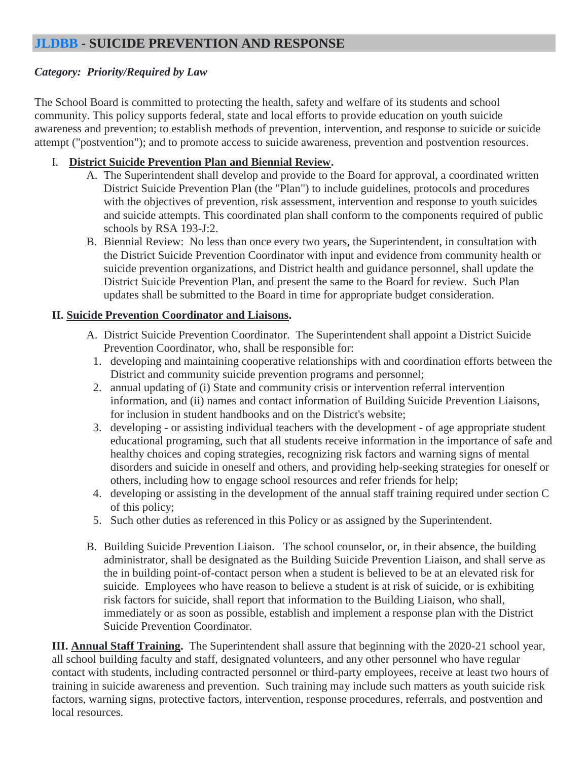## JLDBB - SUICIDE PREVENTION AND RESPONSE

***Category: Priority/Required by Law***

The School Board is committed to protecting the health, safety and welfare of its students and school community. This policy supports federal, state and local efforts to provide education on youth suicide awareness and prevention; to establish methods of prevention, intervention, and response to suicide or suicide attempt ("postvention"); and to promote access to suicide awareness, prevention and postvention resources.

I. **District Suicide Prevention Plan and Biennial Review.**

A. The Superintendent shall develop and provide to the Board for approval, a coordinated written District Suicide Prevention Plan (the "Plan") to include guidelines, protocols and procedures with the objectives of prevention, risk assessment, intervention and response to youth suicides and suicide attempts. This coordinated plan shall conform to the components required of public schools by RSA 193-J:2.

B. Biennial Review: No less than once every two years, the Superintendent, in consultation with the District Suicide Prevention Coordinator with input and evidence from community health or suicide prevention organizations, and District health and guidance personnel, shall update the District Suicide Prevention Plan, and present the same to the Board for review. Such Plan updates shall be submitted to the Board in time for appropriate budget consideration.

**II. Suicide Prevention Coordinator and Liaisons.**

A. District Suicide Prevention Coordinator. The Superintendent shall appoint a District Suicide Prevention Coordinator, who, shall be responsible for:

1. developing and maintaining cooperative relationships with and coordination efforts between the District and community suicide prevention programs and personnel;
2. annual updating of (i) State and community crisis or intervention referral intervention information, and (ii) names and contact information of Building Suicide Prevention Liaisons, for inclusion in student handbooks and on the District's website;
3. developing - or assisting individual teachers with the development - of age appropriate student educational programing, such that all students receive information in the importance of safe and healthy choices and coping strategies, recognizing risk factors and warning signs of mental disorders and suicide in oneself and others, and providing help-seeking strategies for oneself or others, including how to engage school resources and refer friends for help;
4. developing or assisting in the development of the annual staff training required under section C of this policy;
5. Such other duties as referenced in this Policy or as assigned by the Superintendent.

B. Building Suicide Prevention Liaison. The school counselor, or, in their absence, the building administrator, shall be designated as the Building Suicide Prevention Liaison, and shall serve as the in building point-of-contact person when a student is believed to be at an elevated risk for suicide. Employees who have reason to believe a student is at risk of suicide, or is exhibiting risk factors for suicide, shall report that information to the Building Liaison, who shall, immediately or as soon as possible, establish and implement a response plan with the District Suicide Prevention Coordinator.

**III. Annual Staff Training.** The Superintendent shall assure that beginning with the 2020-21 school year, all school building faculty and staff, designated volunteers, and any other personnel who have regular contact with students, including contracted personnel or third-party employees, receive at least two hours of training in suicide awareness and prevention. Such training may include such matters as youth suicide risk factors, warning signs, protective factors, intervention, response procedures, referrals, and postvention and local resources.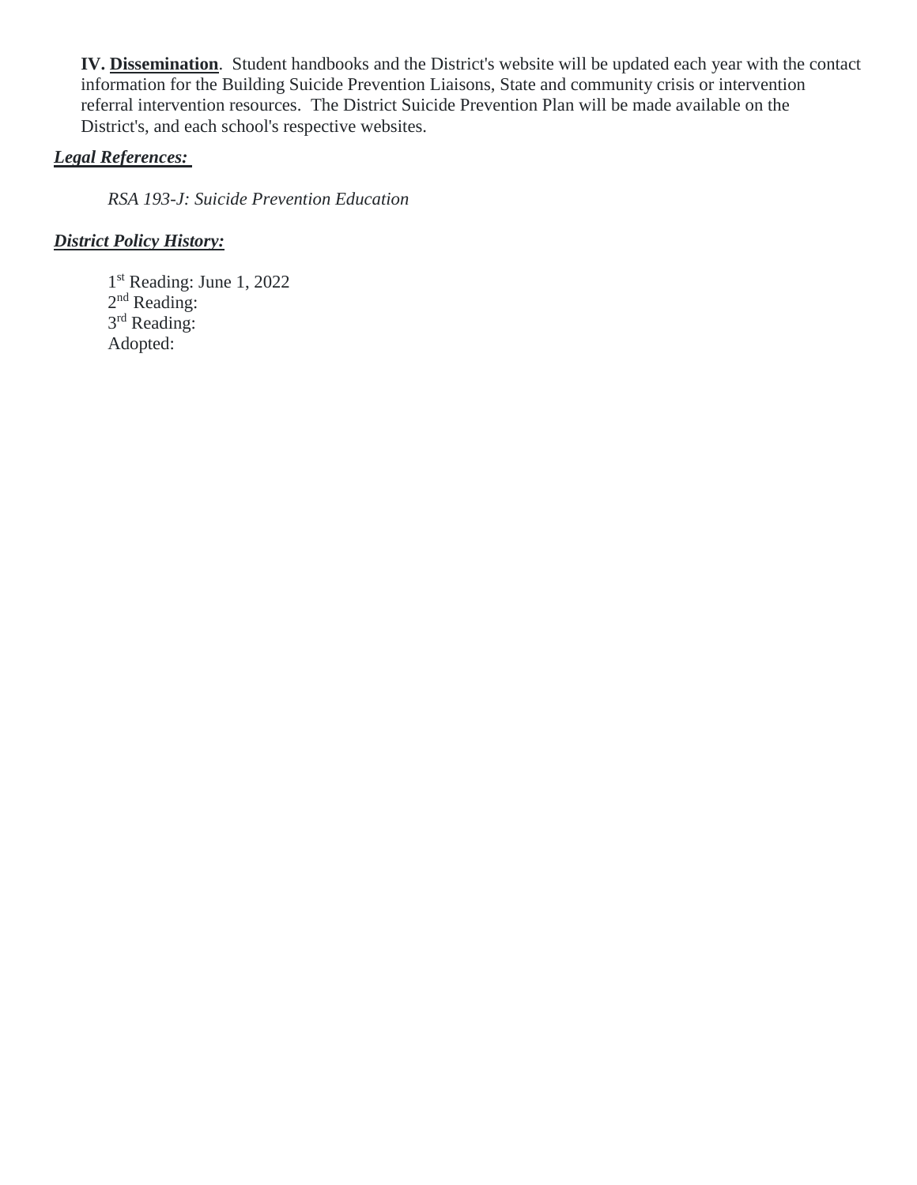**IV. <u>Dissemination</u>**. Student handbooks and the District's website will be updated each year with the contact information for the Building Suicide Prevention Liaisons, State and community crisis or intervention referral intervention resources. The District Suicide Prevention Plan will be made available on the District's, and each school's respective websites.

***<u>Legal References:</u>***

*RSA 193-J: Suicide Prevention Education*

***<u>District Policy History:</u>***

1st Reading: June 1, 2022
2nd Reading:
3rd Reading:
Adopted: